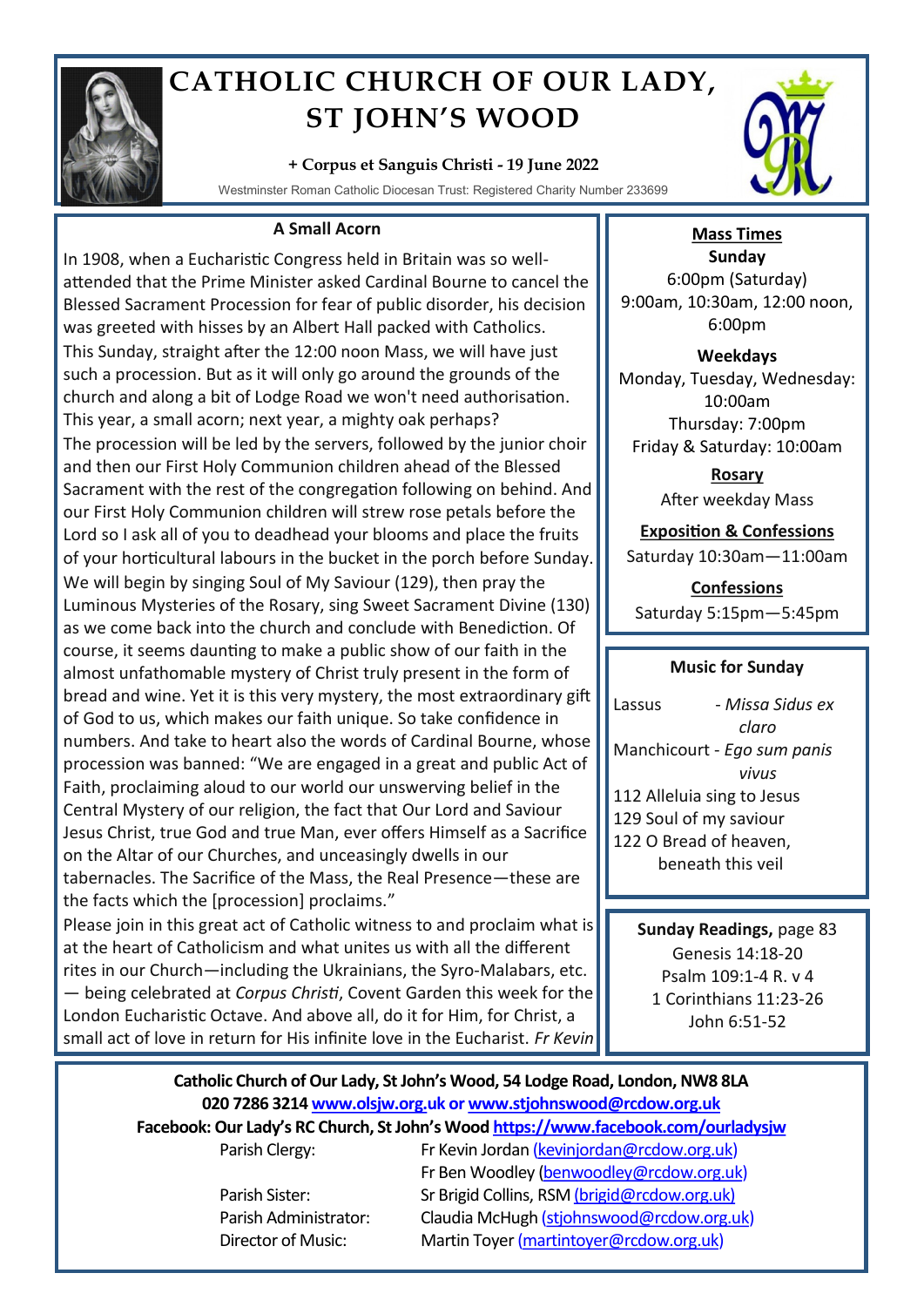# CATHOLIC CHURCH OF OUR LADY, ST JOHN'S WOOD

**+ Corpus et Sanguis Christi - 19 June 2022**

Westminster Roman Catholic Diocesan Trust: Registered Charity Number 233699

## A Small Acorn

In 1908, when a Eucharistic Congress held in Britain was so well-attended that the Prime Minister asked Cardinal Bourne to cancel the Blessed Sacrament Procession for fear of public disorder, his decision was greeted with hisses by an Albert Hall packed with Catholics.
This Sunday, straight after the 12:00 noon Mass, we will have just such a procession. But as it will only go around the grounds of the church and along a bit of Lodge Road we won't need authorisation. This year, a small acorn; next year, a mighty oak perhaps?
The procession will be led by the servers, followed by the junior choir and then our First Holy Communion children ahead of the Blessed Sacrament with the rest of the congregation following on behind. And our First Holy Communion children will strew rose petals before the Lord so I ask all of you to deadhead your blooms and place the fruits of your horticultural labours in the bucket in the porch before Sunday.
We will begin by singing Soul of My Saviour (129), then pray the Luminous Mysteries of the Rosary, sing Sweet Sacrament Divine (130) as we come back into the church and conclude with Benediction. Of course, it seems daunting to make a public show of our faith in the almost unfathomable mystery of Christ truly present in the form of bread and wine. Yet it is this very mystery, the most extraordinary gift of God to us, which makes our faith unique. So take confidence in numbers. And take to heart also the words of Cardinal Bourne, whose procession was banned: "We are engaged in a great and public Act of Faith, proclaiming aloud to our world our unswerving belief in the Central Mystery of our religion, the fact that Our Lord and Saviour Jesus Christ, true God and true Man, ever offers Himself as a Sacrifice on the Altar of our Churches, and unceasingly dwells in our tabernacles. The Sacrifice of the Mass, the Real Presence—these are the facts which the [procession] proclaims."
Please join in this great act of Catholic witness to and proclaim what is at the heart of Catholicism and what unites us with all the different rites in our Church—including the Ukrainians, the Syro-Malabars, etc. — being celebrated at *Corpus Christi*, Covent Garden this week for the London Eucharistic Octave. And above all, do it for Him, for Christ, a small act of love in return for His infinite love in the Eucharist. *Fr Kevin*

## Mass Times

**Sunday**
6:00pm (Saturday)
9:00am, 10:30am, 12:00 noon, 6:00pm

**Weekdays**
Monday, Tuesday, Wednesday: 10:00am
Thursday: 7:00pm
Friday & Saturday: 10:00am

**Rosary**
After weekday Mass

**Exposition & Confessions**
Saturday 10:30am—11:00am

**Confessions**
Saturday 5:15pm—5:45pm

## Music for Sunday

Lassus - *Missa Sidus ex claro*
Manchicourt - *Ego sum panis vivus*
112 Alleluia sing to Jesus
129 Soul of my saviour
122 O Bread of heaven, beneath this veil

## Sunday Readings, page 83

Genesis 14:18-20
Psalm 109:1-4 R. v 4
1 Corinthians 11:23-26
John 6:51-52

---

**Catholic Church of Our Lady, St John's Wood, 54 Lodge Road, London, NW8 8LA**
**020 7286 3214 www.olsjw.org.uk or www.stjohnswood@rcdow.org.uk**
**Facebook: Our Lady's RC Church, St John's Wood https://www.facebook.com/ourladysjw**

| | |
|---|---|
| Parish Clergy: | Fr Kevin Jordan (kevinjordan@rcdow.org.uk) |
| | Fr Ben Woodley (benwoodley@rcdow.org.uk) |
| Parish Sister: | Sr Brigid Collins, RSM (brigid@rcdow.org.uk) |
| Parish Administrator: | Claudia McHugh (stjohnswood@rcdow.org.uk) |
| Director of Music: | Martin Toyer (martintoyer@rcdow.org.uk) |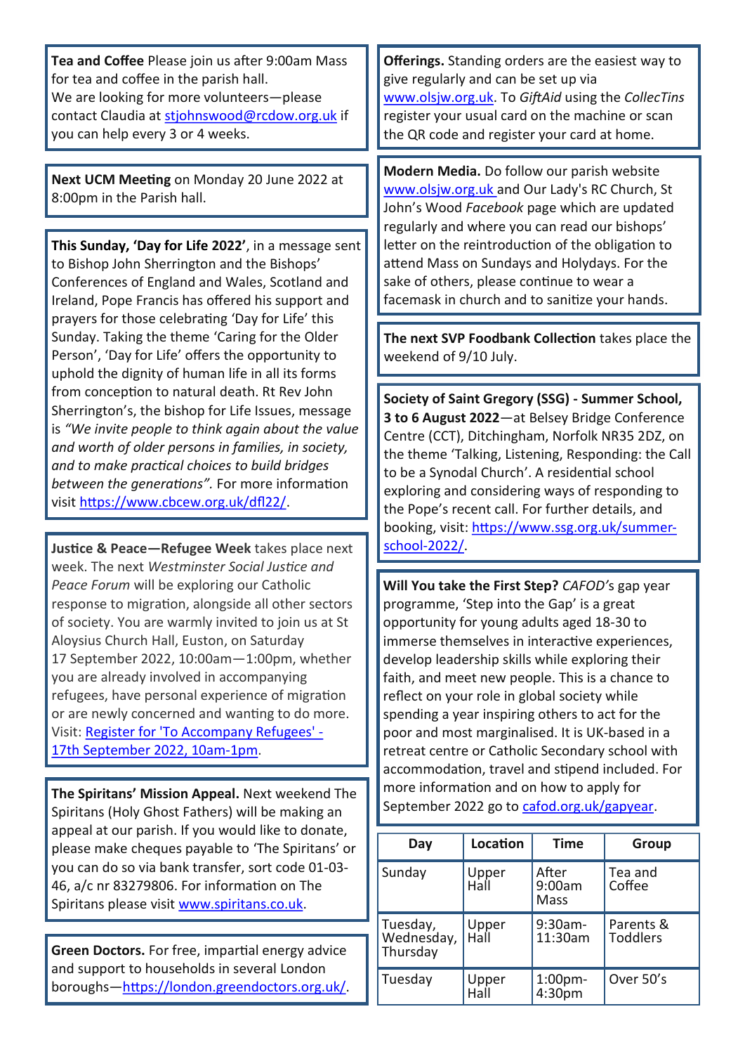**Tea and Coffee** Please join us after 9:00am Mass for tea and coffee in the parish hall.
We are looking for more volunteers—please contact Claudia at [stjohnswood@rcdow.org.uk](mailto:stjohnswood@rcdow.org.uk) if you can help every 3 or 4 weeks.

**Next UCM Meeting** on Monday 20 June 2022 at 8:00pm in the Parish hall.

**This Sunday, 'Day for Life 2022'**, in a message sent to Bishop John Sherrington and the Bishops' Conferences of England and Wales, Scotland and Ireland, Pope Francis has offered his support and prayers for those celebrating 'Day for Life' this Sunday. Taking the theme 'Caring for the Older Person', 'Day for Life' offers the opportunity to uphold the dignity of human life in all its forms from conception to natural death. Rt Rev John Sherrington's, the bishop for Life Issues, message is *"We invite people to think again about the value and worth of older persons in families, in society, and to make practical choices to build bridges between the generations"*. For more information visit [https://www.cbcew.org.uk/dfl22/](https://www.cbcew.org.uk/dfl22/).

**Justice & Peace—Refugee Week** takes place next week. The next *Westminster Social Justice and Peace Forum* will be exploring our Catholic response to migration, alongside all other sectors of society. You are warmly invited to join us at St Aloysius Church Hall, Euston, on Saturday 17 September 2022, 10:00am—1:00pm, whether you are already involved in accompanying refugees, have personal experience of migration or are newly concerned and wanting to do more. Visit: Register for 'To Accompany Refugees' - 17th September 2022, 10am-1pm.

**The Spiritans' Mission Appeal.** Next weekend The Spiritans (Holy Ghost Fathers) will be making an appeal at our parish. If you would like to donate, please make cheques payable to 'The Spiritans' or you can do so via bank transfer, sort code 01-03-46, a/c nr 83279806. For information on The Spiritans please visit [www.spiritans.co.uk](http://www.spiritans.co.uk).

**Green Doctors.** For free, impartial energy advice and support to households in several London boroughs—[https://london.greendoctors.org.uk/](https://london.greendoctors.org.uk/).

**Offerings.** Standing orders are the easiest way to give regularly and can be set up via [www.olsjw.org.uk](http://www.olsjw.org.uk). To *GiftAid* using the *CollecTins* register your usual card on the machine or scan the QR code and register your card at home.

**Modern Media.** Do follow our parish website [www.olsjw.org.uk](http://www.olsjw.org.uk) and Our Lady's RC Church, St John's Wood *Facebook* page which are updated regularly and where you can read our bishops' letter on the reintroduction of the obligation to attend Mass on Sundays and Holydays. For the sake of others, please continue to wear a facemask in church and to sanitize your hands.

**The next SVP Foodbank Collection** takes place the weekend of 9/10 July.

**Society of Saint Gregory (SSG) - Summer School, 3 to 6 August 2022**—at Belsey Bridge Conference Centre (CCT), Ditchingham, Norfolk NR35 2DZ, on the theme 'Talking, Listening, Responding: the Call to be a Synodal Church'. A residential school exploring and considering ways of responding to the Pope's recent call. For further details, and booking, visit: [https://www.ssg.org.uk/summer-school-2022/](https://www.ssg.org.uk/summer-school-2022/).

**Will You take the First Step?** *CAFOD's* gap year programme, 'Step into the Gap' is a great opportunity for young adults aged 18-30 to immerse themselves in interactive experiences, develop leadership skills while exploring their faith, and meet new people. This is a chance to reflect on your role in global society while spending a year inspiring others to act for the poor and most marginalised. It is UK-based in a retreat centre or Catholic Secondary school with accommodation, travel and stipend included. For more information and on how to apply for September 2022 go to [cafod.org.uk/gapyear](http://cafod.org.uk/gapyear).

| Day | Location | Time | Group |
|---|---|---|---|
| Sunday | Upper Hall | After 9:00am Mass | Tea and Coffee |
| Tuesday, Wednesday, Thursday | Upper Hall | 9:30am-11:30am | Parents & Toddlers |
| Tuesday | Upper Hall | 1:00pm-4:30pm | Over 50's |